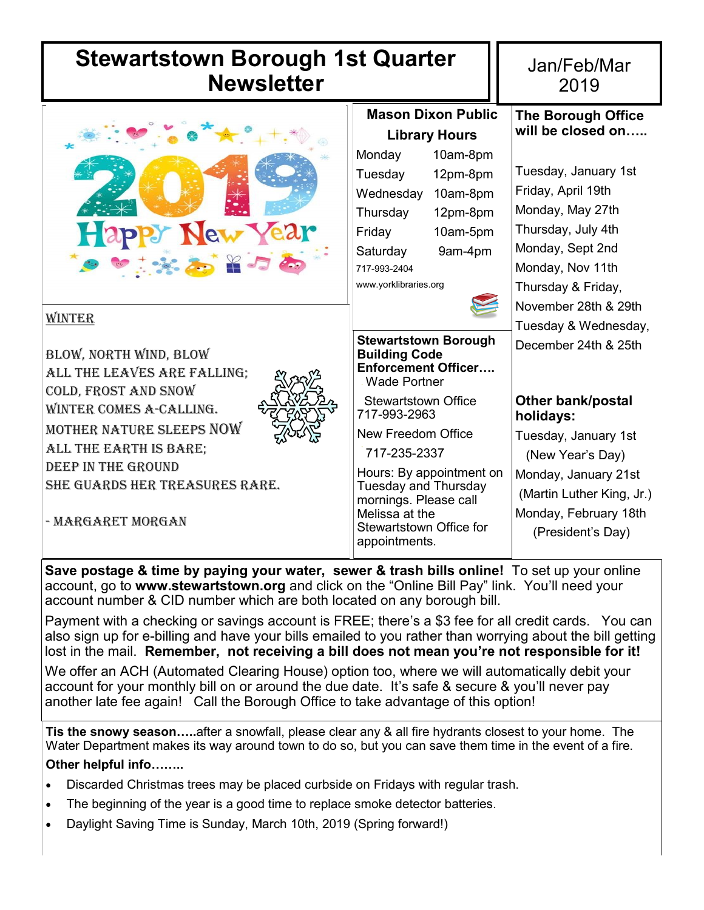# Stewartstown Borough 1st Quarter Newsletter

Jan/Feb/Mar 2019

WINTER

BLOW, NORTH WIND, BLOW
ALL THE LEAVES ARE FALLING;
COLD, FROST AND SNOW
WINTER COMES A-CALLING.
MOTHER NATURE SLEEPS NOW
ALL THE EARTH IS BARE;
DEEP IN THE GROUND
SHE GUARDS HER TREASURES RARE.

- MARGARET MORGAN

**Mason Dixon Public Library Hours**

| | |
|---|---|
| Monday | 10am-8pm |
| Tuesday | 12pm-8pm |
| Wednesday | 10am-8pm |
| Thursday | 12pm-8pm |
| Friday | 10am-5pm |
| Saturday | 9am-4pm |

717-993-2404
www.yorklibraries.org

**Stewartstown Borough Building Code Enforcement Officer….**
Wade Portner

Stewartstown Office
717-993-2963

New Freedom Office
717-235-2337

Hours: By appointment on Tuesday and Thursday mornings. Please call Melissa at the Stewartstown Office for appointments.

**The Borough Office will be closed on…..**

Tuesday, January 1st
Friday, April 19th
Monday, May 27th
Thursday, July 4th
Monday, Sept 2nd
Monday, Nov 11th
Thursday & Friday, November 28th & 29th
Tuesday & Wednesday, December 24th & 25th

**Other bank/postal holidays:**

Tuesday, January 1st (New Year's Day)
Monday, January 21st (Martin Luther King, Jr.)
Monday, February 18th (President's Day)

**Save postage & time by paying your water, sewer & trash bills online!** To set up your online account, go to **www.stewartstown.org** and click on the "Online Bill Pay" link. You'll need your account number & CID number which are both located on any borough bill.

Payment with a checking or savings account is FREE; there's a $3 fee for all credit cards. You can also sign up for e-billing and have your bills emailed to you rather than worrying about the bill getting lost in the mail. **Remember, not receiving a bill does not mean you're not responsible for it!**

We offer an ACH (Automated Clearing House) option too, where we will automatically debit your account for your monthly bill on or around the due date. It's safe & secure & you'll never pay another late fee again! Call the Borough Office to take advantage of this option!

**Tis the snowy season…..**after a snowfall, please clear any & all fire hydrants closest to your home. The Water Department makes its way around town to do so, but you can save them time in the event of a fire.

**Other helpful info……..**

- Discarded Christmas trees may be placed curbside on Fridays with regular trash.
- The beginning of the year is a good time to replace smoke detector batteries.
- Daylight Saving Time is Sunday, March 10th, 2019 (Spring forward!)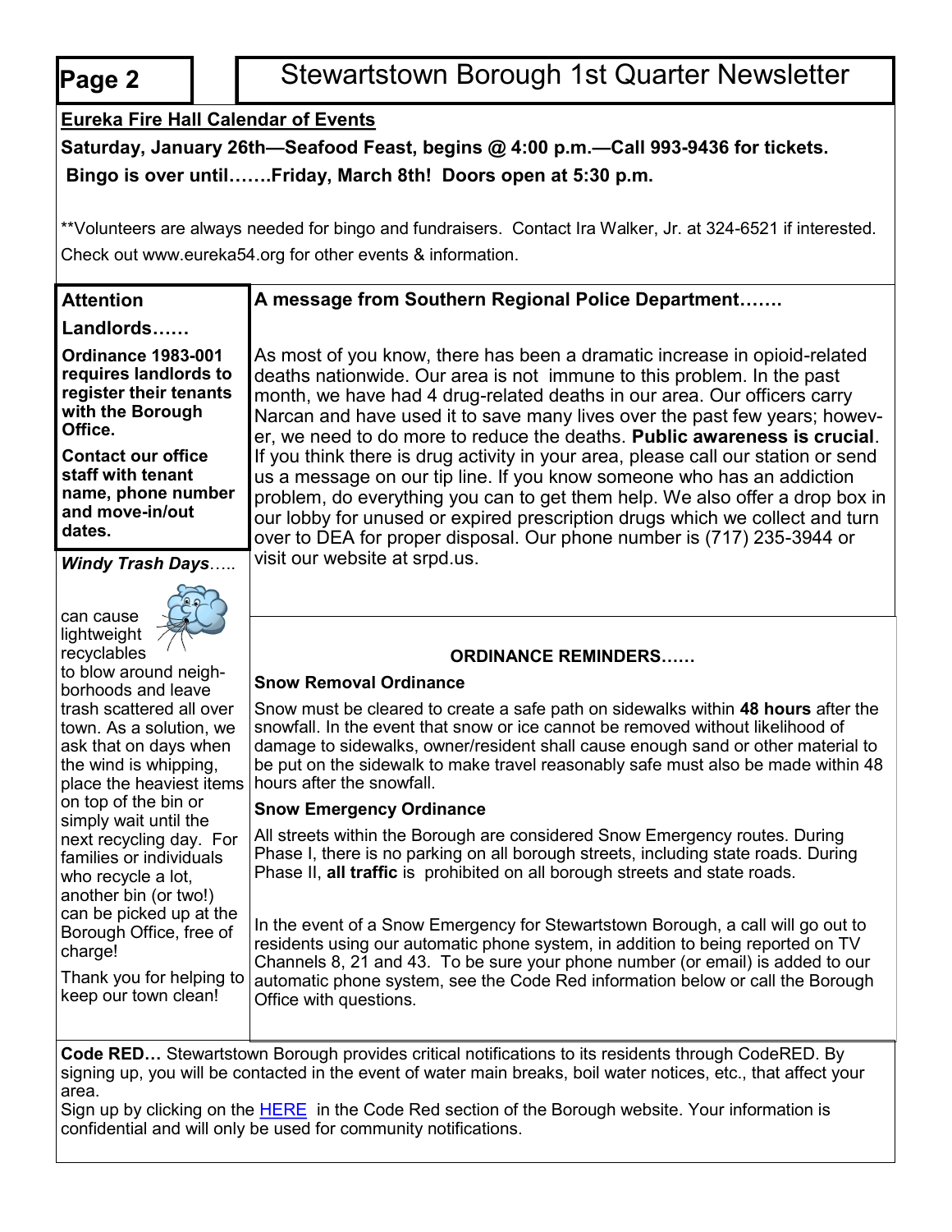# Stewartstown Borough 1st Quarter Newsletter

## Eureka Fire Hall Calendar of Events

**Saturday, January 26th—Seafood Feast, begins @ 4:00 p.m.—Call 993-9436 for tickets.**

**Bingo is over until…….Friday, March 8th! Doors open at 5:30 p.m.**

**Volunteers are always needed for bingo and fundraisers. Contact Ira Walker, Jr. at 324-6521 if interested. Check out www.eureka54.org for other events & information.

## A message from Southern Regional Police Department…….

As most of you know, there has been a dramatic increase in opioid-related deaths nationwide. Our area is not immune to this problem. In the past month, we have had 4 drug-related deaths in our area. Our officers carry Narcan and have used it to save many lives over the past few years; however, we need to do more to reduce the deaths. **Public awareness is crucial**. If you think there is drug activity in your area, please call our station or send us a message on our tip line. If you know someone who has an addiction problem, do everything you can to get them help. We also offer a drop box in our lobby for unused or expired prescription drugs which we collect and turn over to DEA for proper disposal. Our phone number is (717) 235-3944 or visit our website at srpd.us.

## Attention Landlords……

**Ordinance 1983-001 requires landlords to register their tenants with the Borough Office.**

**Contact our office staff with tenant name, phone number and move-in/out dates.**

## *Windy Trash Days*…..

can cause lightweight recyclables to blow around neighborhoods and leave trash scattered all over town. As a solution, we ask that on days when the wind is whipping, place the heaviest items on top of the bin or simply wait until the next recycling day. For families or individuals who recycle a lot, another bin (or two!) can be picked up at the Borough Office, free of charge!

Thank you for helping to keep our town clean!

## ORDINANCE REMINDERS……

### Snow Removal Ordinance

Snow must be cleared to create a safe path on sidewalks within **48 hours** after the snowfall. In the event that snow or ice cannot be removed without likelihood of damage to sidewalks, owner/resident shall cause enough sand or other material to be put on the sidewalk to make travel reasonably safe must also be made within 48 hours after the snowfall.

### Snow Emergency Ordinance

All streets within the Borough are considered Snow Emergency routes. During Phase I, there is no parking on all borough streets, including state roads. During Phase II, **all traffic** is prohibited on all borough streets and state roads.

In the event of a Snow Emergency for Stewartstown Borough, a call will go out to residents using our automatic phone system, in addition to being reported on TV Channels 8, 21 and 43. To be sure your phone number (or email) is added to our automatic phone system, see the Code Red information below or call the Borough Office with questions.

**Code RED…** Stewartstown Borough provides critical notifications to its residents through CodeRED. By signing up, you will be contacted in the event of water main breaks, boil water notices, etc., that affect your area.

Sign up by clicking on the HERE in the Code Red section of the Borough website. Your information is confidential and will only be used for community notifications.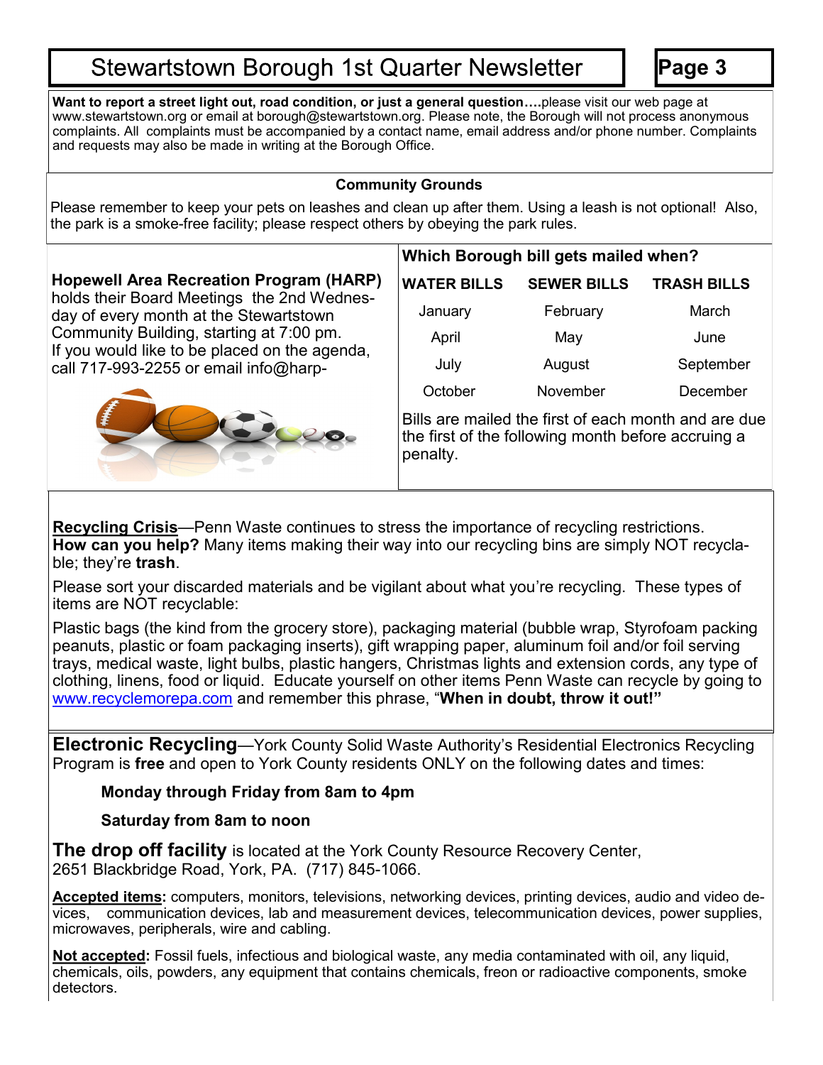# Stewartstown Borough 1st Quarter Newsletter

**Want to report a street light out, road condition, or just a general question….**please visit our web page at www.stewartstown.org or email at borough@stewartstown.org. Please note, the Borough will not process anonymous complaints. All complaints must be accompanied by a contact name, email address and/or phone number. Complaints and requests may also be made in writing at the Borough Office.

**Community Grounds**

Please remember to keep your pets on leashes and clean up after them. Using a leash is not optional! Also, the park is a smoke-free facility; please respect others by obeying the park rules.

**Hopewell Area Recreation Program (HARP)** holds their Board Meetings the 2nd Wednesday of every month at the Stewartstown Community Building, starting at 7:00 pm. If you would like to be placed on the agenda, call 717-993-2255 or email info@harp-

**Which Borough bill gets mailed when?**

| WATER BILLS | SEWER BILLS | TRASH BILLS |
|---|---|---|
| January | February | March |
| April | May | June |
| July | August | September |
| October | November | December |

Bills are mailed the first of each month and are due the first of the following month before accruing a penalty.

**<u>Recycling Crisis</u>**—Penn Waste continues to stress the importance of recycling restrictions. **How can you help?** Many items making their way into our recycling bins are simply NOT recyclable; they're **trash**.

Please sort your discarded materials and be vigilant about what you're recycling. These types of items are NOT recyclable:

Plastic bags (the kind from the grocery store), packaging material (bubble wrap, Styrofoam packing peanuts, plastic or foam packaging inserts), gift wrapping paper, aluminum foil and/or foil serving trays, medical waste, light bulbs, plastic hangers, Christmas lights and extension cords, any type of clothing, linens, food or liquid. Educate yourself on other items Penn Waste can recycle by going to www.recyclemorepa.com and remember this phrase, "**When in doubt, throw it out!"**

**Electronic Recycling**—York County Solid Waste Authority's Residential Electronics Recycling Program is **free** and open to York County residents ONLY on the following dates and times:

**Monday through Friday from 8am to 4pm**

**Saturday from 8am to noon**

**The drop off facility** is located at the York County Resource Recovery Center, 2651 Blackbridge Road, York, PA. (717) 845-1066.

**<u>Accepted items</u>:** computers, monitors, televisions, networking devices, printing devices, audio and video devices, communication devices, lab and measurement devices, telecommunication devices, power supplies, microwaves, peripherals, wire and cabling.

**<u>Not accepted</u>:** Fossil fuels, infectious and biological waste, any media contaminated with oil, any liquid, chemicals, oils, powders, any equipment that contains chemicals, freon or radioactive components, smoke detectors.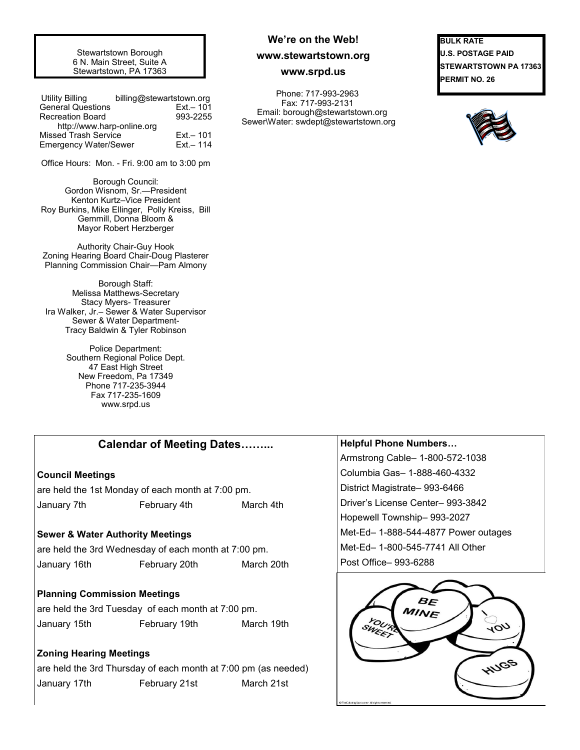Stewartstown Borough
6 N. Main Street, Suite A
Stewartstown, PA 17363

| | |
|---|---|
| Utility Billing | billing@stewartstown.org |
| General Questions | Ext.– 101 |
| Recreation Board | 993-2255 |
| http://www.harp-online.org | |
| Missed Trash Service | Ext.– 101 |
| Emergency Water/Sewer | Ext.– 114 |

Office Hours: Mon. - Fri. 9:00 am to 3:00 pm

Borough Council:
Gordon Wisnom, Sr.—President
Kenton Kurtz–Vice President
Roy Burkins, Mike Ellinger, Polly Kreiss, Bill Gemmill, Donna Bloom &
Mayor Robert Herzberger

Authority Chair-Guy Hook
Zoning Hearing Board Chair-Doug Plasterer
Planning Commission Chair—Pam Almony

Borough Staff:
Melissa Matthews-Secretary
Stacy Myers- Treasurer
Ira Walker, Jr.– Sewer & Water Supervisor
Sewer & Water Department-
Tracy Baldwin & Tyler Robinson

Police Department:
Southern Regional Police Dept.
47 East High Street
New Freedom, Pa 17349
Phone 717-235-3944
Fax 717-235-1609
www.srpd.us

**We're on the Web!**

**www.stewartstown.org**

**www.srpd.us**

Phone: 717-993-2963
Fax: 717-993-2131
Email: borough@stewartstown.org
Sewer\Water: swdept@stewartstown.org

**BULK RATE**
**U.S. POSTAGE PAID**
**STEWARTSTOWN PA 17363**
**PERMIT NO. 26**

## Calendar of Meeting Dates……...

**Council Meetings**

are held the 1st Monday of each month at 7:00 pm.

| | | |
|---|---|---|
| January 7th | February 4th | March 4th |

**Sewer & Water Authority Meetings**

are held the 3rd Wednesday of each month at 7:00 pm.

| | | |
|---|---|---|
| January 16th | February 20th | March 20th |

**Planning Commission Meetings**

are held the 3rd Tuesday of each month at 7:00 pm.

| | | |
|---|---|---|
| January 15th | February 19th | March 19th |

**Zoning Hearing Meetings**

are held the 3rd Thursday of each month at 7:00 pm (as needed)

| | | |
|---|---|---|
| January 17th | February 21st | March 21st |

**Helpful Phone Numbers…**

Armstrong Cable– 1-800-572-1038
Columbia Gas– 1-888-460-4332
District Magistrate– 993-6466
Driver's License Center– 993-3842
Hopewell Township– 993-2027
Met-Ed– 1-888-544-4877 Power outages
Met-Ed– 1-800-545-7741 All Other
Post Office– 993-6288